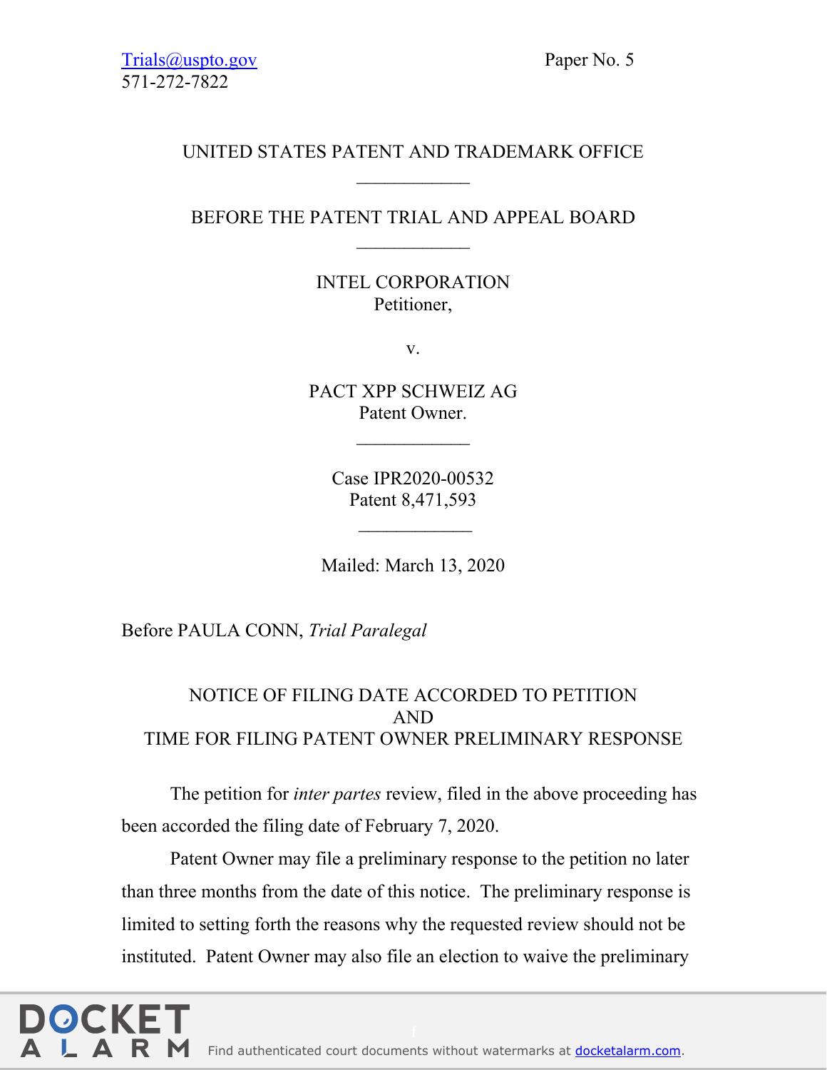Trials@uspto.gov
571-272-7822

Paper No. 5

UNITED STATES PATENT AND TRADEMARK OFFICE

____________

BEFORE THE PATENT TRIAL AND APPEAL BOARD

____________

INTEL CORPORATION
Petitioner,

v.

PACT XPP SCHWEIZ AG
Patent Owner.

____________

Case IPR2020-00532
Patent 8,471,593

____________

Mailed: March 13, 2020

Before PAULA CONN, *Trial Paralegal*

NOTICE OF FILING DATE ACCORDED TO PETITION
AND
TIME FOR FILING PATENT OWNER PRELIMINARY RESPONSE

The petition for *inter partes* review, filed in the above proceeding has been accorded the filing date of February 7, 2020.

Patent Owner may file a preliminary response to the petition no later than three months from the date of this notice. The preliminary response is limited to setting forth the reasons why the requested review should not be instituted. Patent Owner may also file an election to waive the preliminary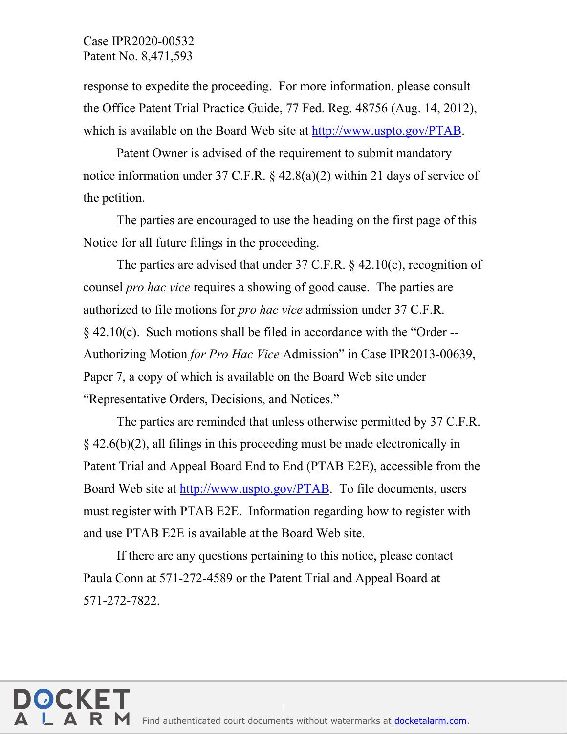response to expedite the proceeding. For more information, please consult the Office Patent Trial Practice Guide, 77 Fed. Reg. 48756 (Aug. 14, 2012), which is available on the Board Web site at http://www.uspto.gov/PTAB.

Patent Owner is advised of the requirement to submit mandatory notice information under 37 C.F.R. § 42.8(a)(2) within 21 days of service of the petition.

The parties are encouraged to use the heading on the first page of this Notice for all future filings in the proceeding.

The parties are advised that under 37 C.F.R. § 42.10(c), recognition of counsel *pro hac vice* requires a showing of good cause. The parties are authorized to file motions for *pro hac vice* admission under 37 C.F.R. § 42.10(c). Such motions shall be filed in accordance with the "Order -- Authorizing Motion *for Pro Hac Vice* Admission" in Case IPR2013-00639, Paper 7, a copy of which is available on the Board Web site under "Representative Orders, Decisions, and Notices."

The parties are reminded that unless otherwise permitted by 37 C.F.R. § 42.6(b)(2), all filings in this proceeding must be made electronically in Patent Trial and Appeal Board End to End (PTAB E2E), accessible from the Board Web site at http://www.uspto.gov/PTAB. To file documents, users must register with PTAB E2E. Information regarding how to register with and use PTAB E2E is available at the Board Web site.

If there are any questions pertaining to this notice, please contact Paula Conn at 571-272-4589 or the Patent Trial and Appeal Board at 571-272-7822.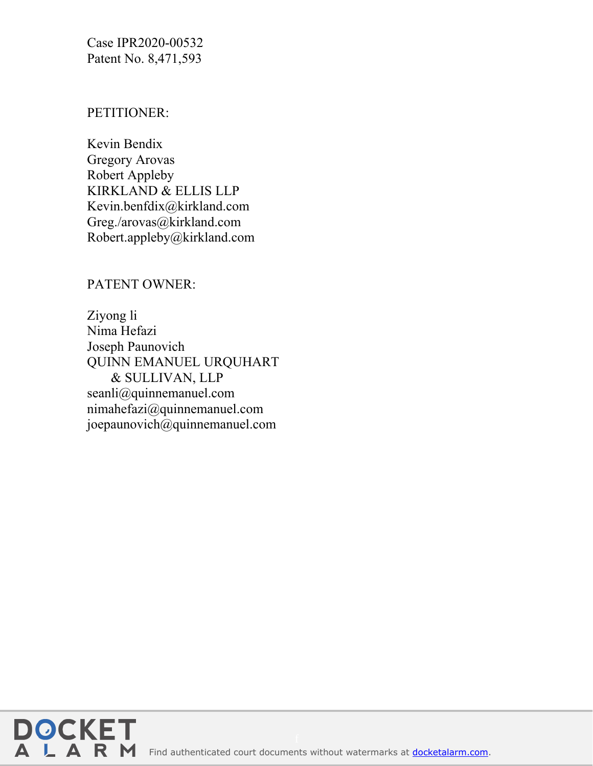Case IPR2020-00532
Patent No. 8,471,593

PETITIONER:

Kevin Bendix
Gregory Arovas
Robert Appleby
KIRKLAND & ELLIS LLP
Kevin.benfdix@kirkland.com
Greg./arovas@kirkland.com
Robert.appleby@kirkland.com

PATENT OWNER:

Ziyong li
Nima Hefazi
Joseph Paunovich
QUINN EMANUEL URQUHART
& SULLIVAN, LLP
seanli@quinnemanuel.com
nimahefazi@quinnemanuel.com
joepaunovich@quinnemanuel.com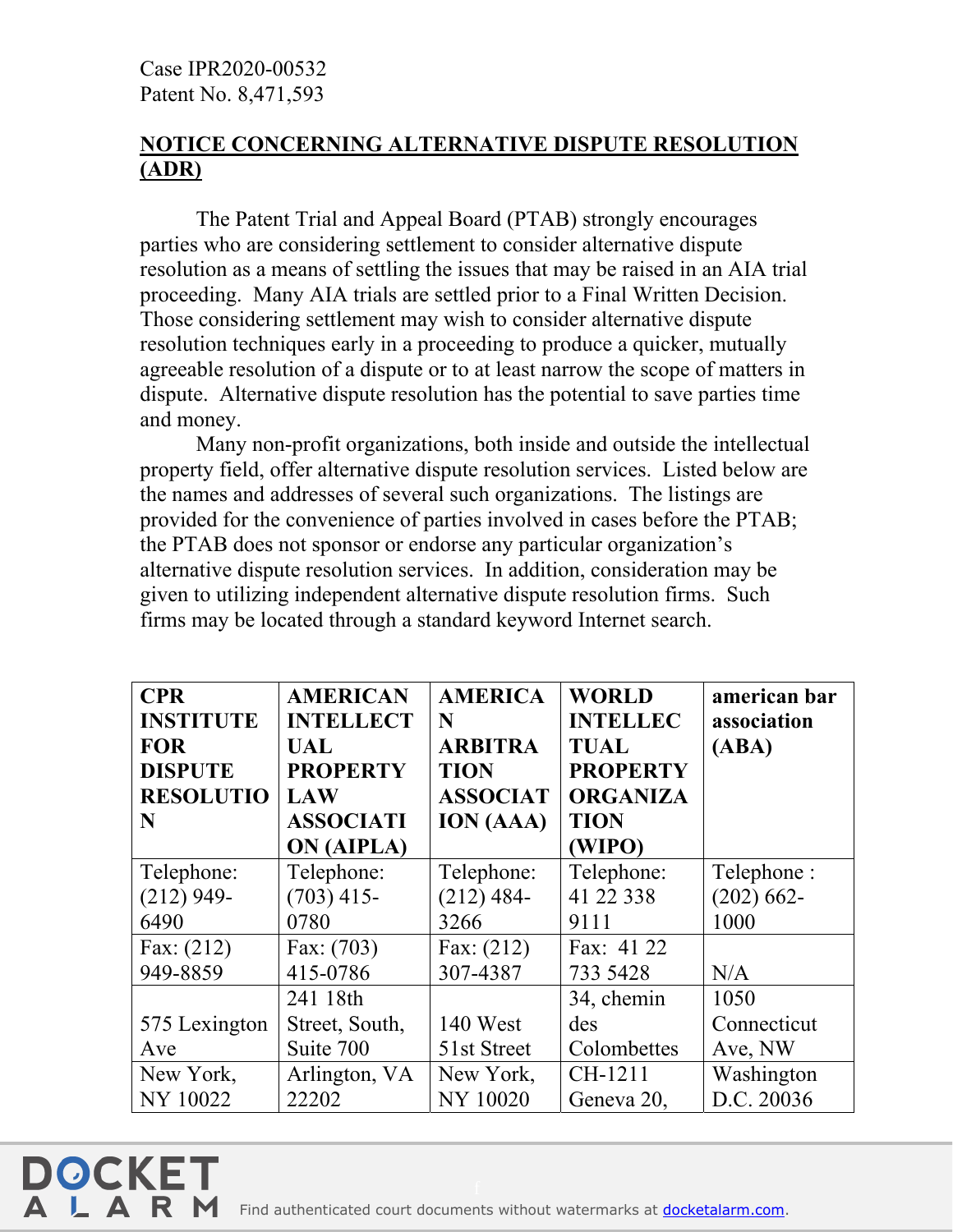Case IPR2020-00532
Patent No. 8,471,593

**NOTICE CONCERNING ALTERNATIVE DISPUTE RESOLUTION (ADR)**

The Patent Trial and Appeal Board (PTAB) strongly encourages parties who are considering settlement to consider alternative dispute resolution as a means of settling the issues that may be raised in an AIA trial proceeding. Many AIA trials are settled prior to a Final Written Decision. Those considering settlement may wish to consider alternative dispute resolution techniques early in a proceeding to produce a quicker, mutually agreeable resolution of a dispute or to at least narrow the scope of matters in dispute. Alternative dispute resolution has the potential to save parties time and money.

Many non-profit organizations, both inside and outside the intellectual property field, offer alternative dispute resolution services. Listed below are the names and addresses of several such organizations. The listings are provided for the convenience of parties involved in cases before the PTAB; the PTAB does not sponsor or endorse any particular organization's alternative dispute resolution services. In addition, consideration may be given to utilizing independent alternative dispute resolution firms. Such firms may be located through a standard keyword Internet search.

| **CPR INSTITUTE FOR DISPUTE RESOLUTION** | **AMERICAN INTELLECTUAL PROPERTY LAW ASSOCIATION (AIPLA)** | **AMERICAN ARBITRATION ASSOCIATION (AAA)** | **WORLD INTELLECTUAL PROPERTY ORGANIZATION (WIPO)** | **american bar association (ABA)** |
|---|---|---|---|---|
| Telephone: (212) 949-6490 | Telephone: (703) 415-0780 | Telephone: (212) 484-3266 | Telephone: 41 22 338 9111 | Telephone : (202) 662-1000 |
| Fax: (212) 949-8859 | Fax: (703) 415-0786 | Fax: (212) 307-4387 | Fax: 41 22 733 5428 | N/A |
| 575 Lexington Ave | 241 18th Street, South, Suite 700 | 140 West 51st Street | 34, chemin des Colombettes | 1050 Connecticut Ave, NW |
| New York, NY 10022 | Arlington, VA 22202 | New York, NY 10020 | CH-1211 Geneva 20, | Washington D.C. 20036 |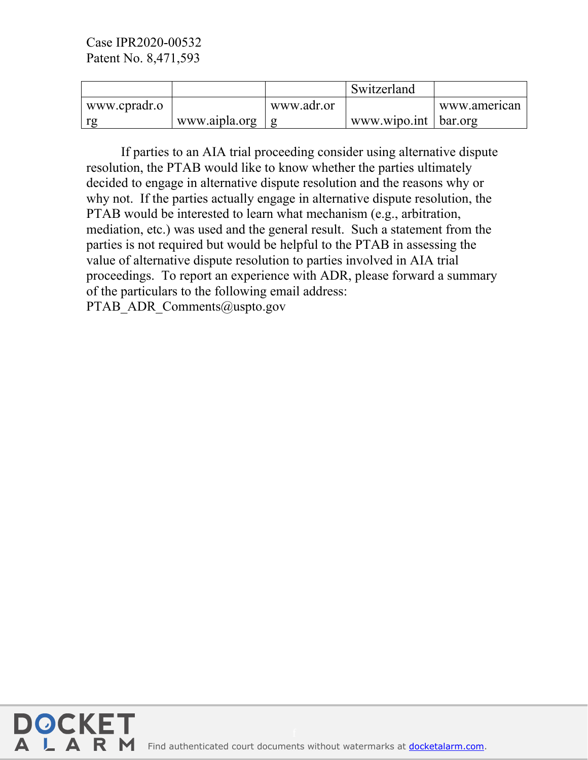| | | | | |
|---|---|---|---|---|
| | | | Switzerland | |
| www.cpradr.org | www.aipla.org | www.adr.org | www.wipo.int | www.americanbar.org |

If parties to an AIA trial proceeding consider using alternative dispute resolution, the PTAB would like to know whether the parties ultimately decided to engage in alternative dispute resolution and the reasons why or why not. If the parties actually engage in alternative dispute resolution, the PTAB would be interested to learn what mechanism (e.g., arbitration, mediation, etc.) was used and the general result. Such a statement from the parties is not required but would be helpful to the PTAB in assessing the value of alternative dispute resolution to parties involved in AIA trial proceedings. To report an experience with ADR, please forward a summary of the particulars to the following email address: PTAB_ADR_Comments@uspto.gov